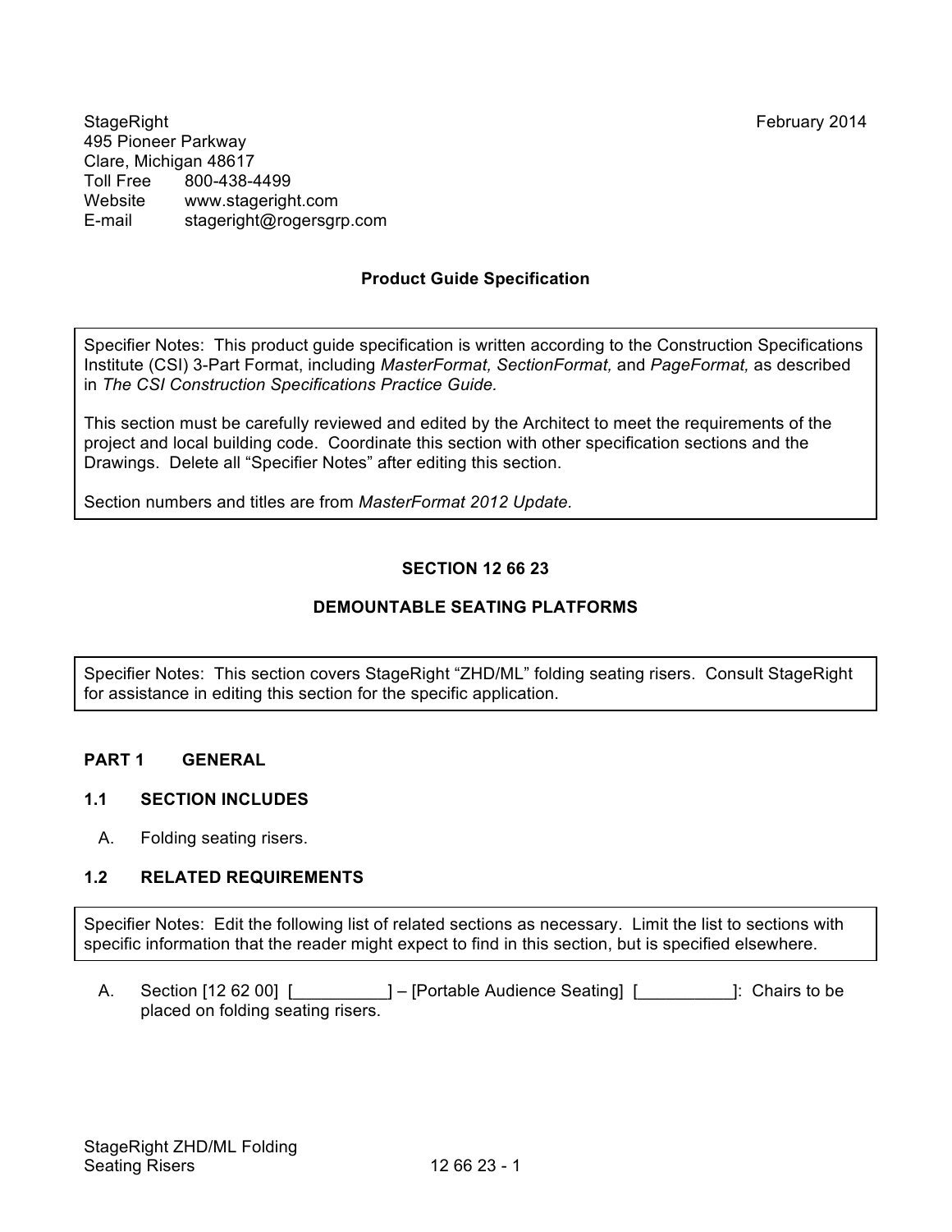StageRight
495 Pioneer Parkway
Clare, Michigan 48617
Toll Free 800-438-4499
Website www.stageright.com
E-mail stageright@rogersgrp.com

February 2014

**Product Guide Specification**

> Specifier Notes: This product guide specification is written according to the Construction Specifications Institute (CSI) 3-Part Format, including *MasterFormat, SectionFormat,* and *PageFormat,* as described in *The CSI Construction Specifications Practice Guide.*
>
> This section must be carefully reviewed and edited by the Architect to meet the requirements of the project and local building code. Coordinate this section with other specification sections and the Drawings. Delete all "Specifier Notes" after editing this section.
>
> Section numbers and titles are from *MasterFormat 2012 Update.*

# SECTION 12 66 23

# DEMOUNTABLE SEATING PLATFORMS

> Specifier Notes: This section covers StageRight "ZHD/ML" folding seating risers. Consult StageRight for assistance in editing this section for the specific application.

## PART 1 GENERAL

### 1.1 SECTION INCLUDES

A. Folding seating risers.

### 1.2 RELATED REQUIREMENTS

> Specifier Notes: Edit the following list of related sections as necessary. Limit the list to sections with specific information that the reader might expect to find in this section, but is specified elsewhere.

A. Section [12 62 00] [__________] – [Portable Audience Seating] [__________]: Chairs to be placed on folding seating risers.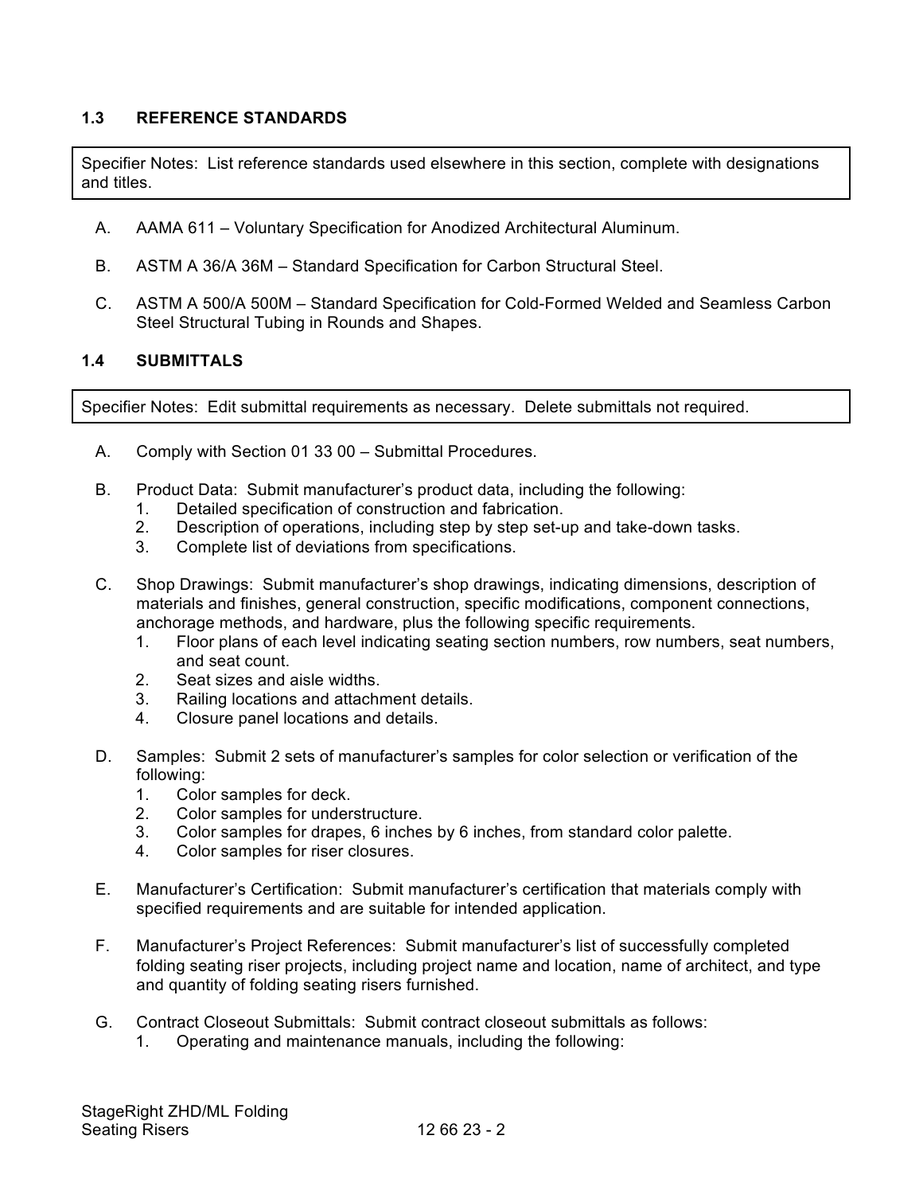### 1.3 REFERENCE STANDARDS

> Specifier Notes: List reference standards used elsewhere in this section, complete with designations and titles.

A. AAMA 611 – Voluntary Specification for Anodized Architectural Aluminum.

B. ASTM A 36/A 36M – Standard Specification for Carbon Structural Steel.

C. ASTM A 500/A 500M – Standard Specification for Cold-Formed Welded and Seamless Carbon Steel Structural Tubing in Rounds and Shapes.

### 1.4 SUBMITTALS

> Specifier Notes: Edit submittal requirements as necessary. Delete submittals not required.

A. Comply with Section 01 33 00 – Submittal Procedures.

B. Product Data: Submit manufacturer's product data, including the following:
   1. Detailed specification of construction and fabrication.
   2. Description of operations, including step by step set-up and take-down tasks.
   3. Complete list of deviations from specifications.

C. Shop Drawings: Submit manufacturer's shop drawings, indicating dimensions, description of materials and finishes, general construction, specific modifications, component connections, anchorage methods, and hardware, plus the following specific requirements.
   1. Floor plans of each level indicating seating section numbers, row numbers, seat numbers, and seat count.
   2. Seat sizes and aisle widths.
   3. Railing locations and attachment details.
   4. Closure panel locations and details.

D. Samples: Submit 2 sets of manufacturer's samples for color selection or verification of the following:
   1. Color samples for deck.
   2. Color samples for understructure.
   3. Color samples for drapes, 6 inches by 6 inches, from standard color palette.
   4. Color samples for riser closures.

E. Manufacturer's Certification: Submit manufacturer's certification that materials comply with specified requirements and are suitable for intended application.

F. Manufacturer's Project References: Submit manufacturer's list of successfully completed folding seating riser projects, including project name and location, name of architect, and type and quantity of folding seating risers furnished.

G. Contract Closeout Submittals: Submit contract closeout submittals as follows:
   1. Operating and maintenance manuals, including the following: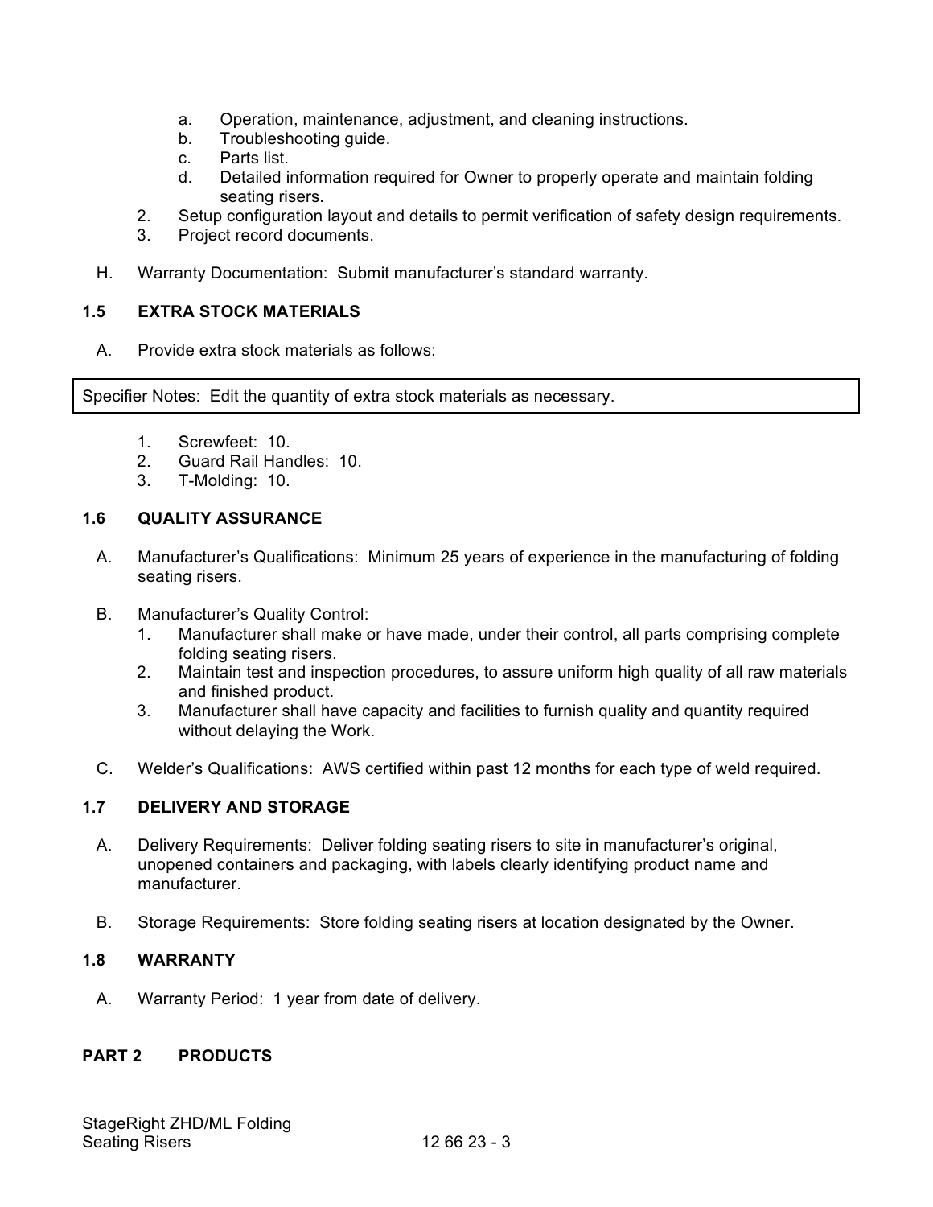a. Operation, maintenance, adjustment, and cleaning instructions.
b. Troubleshooting guide.
c. Parts list.
d. Detailed information required for Owner to properly operate and maintain folding seating risers.

2. Setup configuration layout and details to permit verification of safety design requirements.
3. Project record documents.

H. Warranty Documentation: Submit manufacturer's standard warranty.

## 1.5 EXTRA STOCK MATERIALS

A. Provide extra stock materials as follows:

> Specifier Notes: Edit the quantity of extra stock materials as necessary.

1. Screwfeet: 10.
2. Guard Rail Handles: 10.
3. T-Molding: 10.

## 1.6 QUALITY ASSURANCE

A. Manufacturer's Qualifications: Minimum 25 years of experience in the manufacturing of folding seating risers.

B. Manufacturer's Quality Control:
1. Manufacturer shall make or have made, under their control, all parts comprising complete folding seating risers.
2. Maintain test and inspection procedures, to assure uniform high quality of all raw materials and finished product.
3. Manufacturer shall have capacity and facilities to furnish quality and quantity required without delaying the Work.

C. Welder's Qualifications: AWS certified within past 12 months for each type of weld required.

## 1.7 DELIVERY AND STORAGE

A. Delivery Requirements: Deliver folding seating risers to site in manufacturer's original, unopened containers and packaging, with labels clearly identifying product name and manufacturer.

B. Storage Requirements: Store folding seating risers at location designated by the Owner.

## 1.8 WARRANTY

A. Warranty Period: 1 year from date of delivery.

# PART 2 PRODUCTS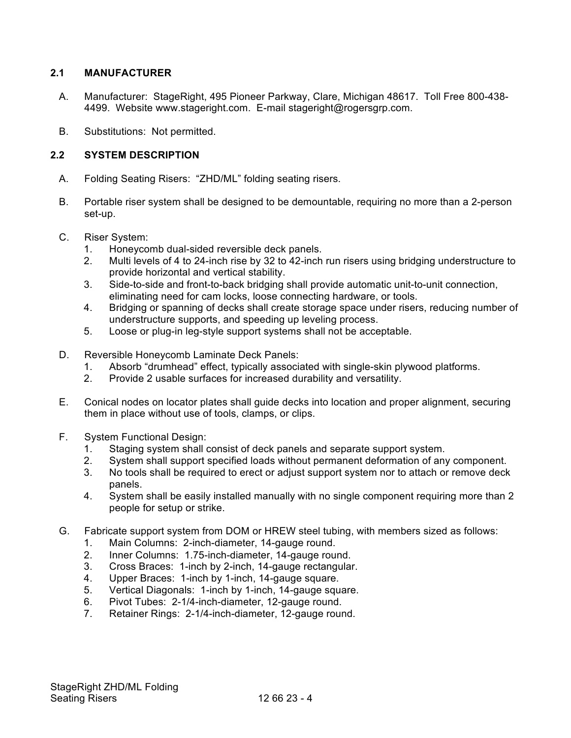### 2.1 MANUFACTURER

A. Manufacturer: StageRight, 495 Pioneer Parkway, Clare, Michigan 48617. Toll Free 800-438-4499. Website www.stageright.com. E-mail stageright@rogersgrp.com.

B. Substitutions: Not permitted.

### 2.2 SYSTEM DESCRIPTION

A. Folding Seating Risers: "ZHD/ML" folding seating risers.

B. Portable riser system shall be designed to be demountable, requiring no more than a 2-person set-up.

C. Riser System:
   1. Honeycomb dual-sided reversible deck panels.
   2. Multi levels of 4 to 24-inch rise by 32 to 42-inch run risers using bridging understructure to provide horizontal and vertical stability.
   3. Side-to-side and front-to-back bridging shall provide automatic unit-to-unit connection, eliminating need for cam locks, loose connecting hardware, or tools.
   4. Bridging or spanning of decks shall create storage space under risers, reducing number of understructure supports, and speeding up leveling process.
   5. Loose or plug-in leg-style support systems shall not be acceptable.

D. Reversible Honeycomb Laminate Deck Panels:
   1. Absorb "drumhead" effect, typically associated with single-skin plywood platforms.
   2. Provide 2 usable surfaces for increased durability and versatility.

E. Conical nodes on locator plates shall guide decks into location and proper alignment, securing them in place without use of tools, clamps, or clips.

F. System Functional Design:
   1. Staging system shall consist of deck panels and separate support system.
   2. System shall support specified loads without permanent deformation of any component.
   3. No tools shall be required to erect or adjust support system nor to attach or remove deck panels.
   4. System shall be easily installed manually with no single component requiring more than 2 people for setup or strike.

G. Fabricate support system from DOM or HREW steel tubing, with members sized as follows:
   1. Main Columns: 2-inch-diameter, 14-gauge round.
   2. Inner Columns: 1.75-inch-diameter, 14-gauge round.
   3. Cross Braces: 1-inch by 2-inch, 14-gauge rectangular.
   4. Upper Braces: 1-inch by 1-inch, 14-gauge square.
   5. Vertical Diagonals: 1-inch by 1-inch, 14-gauge square.
   6. Pivot Tubes: 2-1/4-inch-diameter, 12-gauge round.
   7. Retainer Rings: 2-1/4-inch-diameter, 12-gauge round.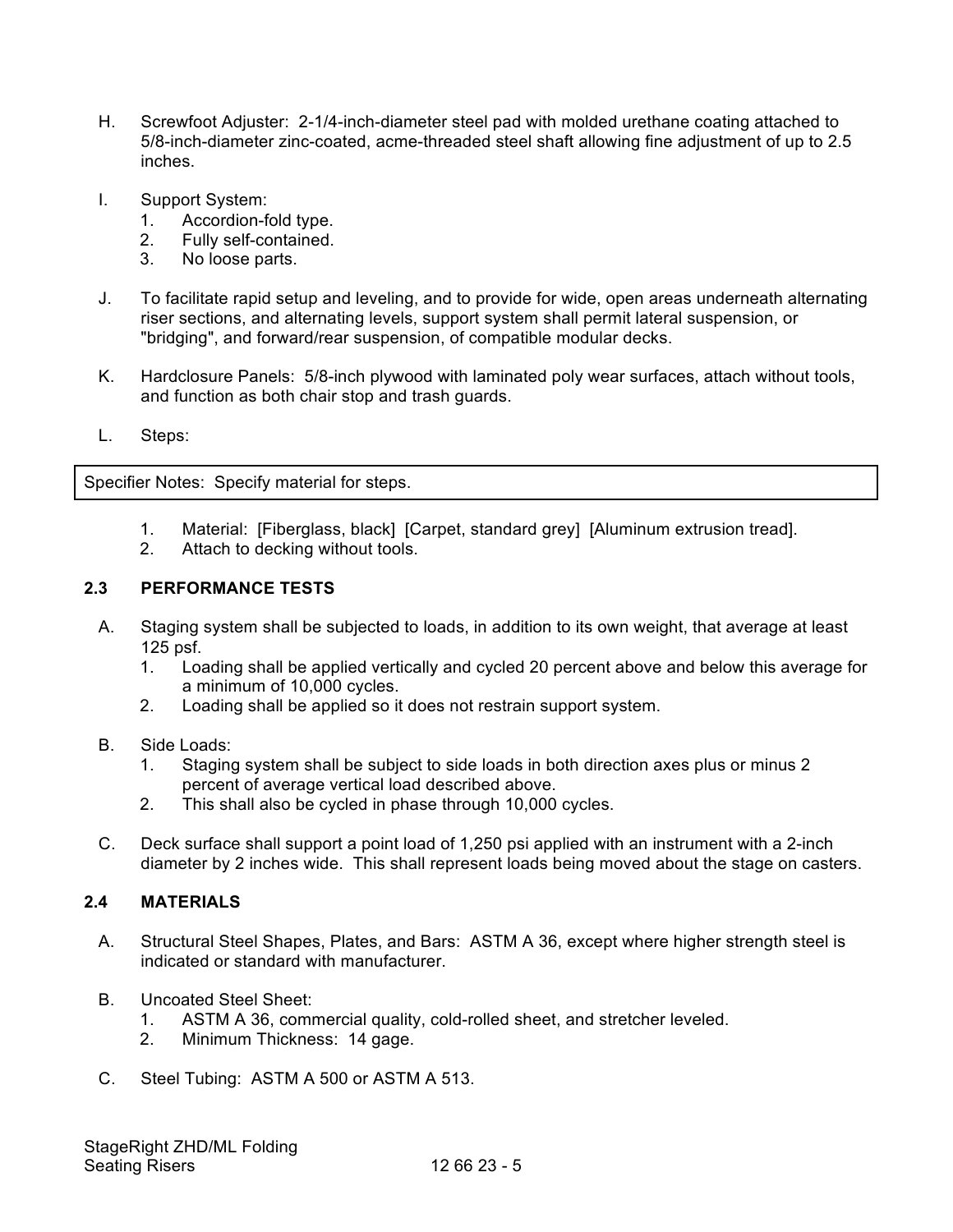H. Screwfoot Adjuster: 2-1/4-inch-diameter steel pad with molded urethane coating attached to 5/8-inch-diameter zinc-coated, acme-threaded steel shaft allowing fine adjustment of up to 2.5 inches.

I. Support System:
   1. Accordion-fold type.
   2. Fully self-contained.
   3. No loose parts.

J. To facilitate rapid setup and leveling, and to provide for wide, open areas underneath alternating riser sections, and alternating levels, support system shall permit lateral suspension, or "bridging", and forward/rear suspension, of compatible modular decks.

K. Hardclosure Panels: 5/8-inch plywood with laminated poly wear surfaces, attach without tools, and function as both chair stop and trash guards.

L. Steps:

| Specifier Notes: Specify material for steps. |
|---|

   1. Material: [Fiberglass, black] [Carpet, standard grey] [Aluminum extrusion tread].
   2. Attach to decking without tools.

### 2.3 PERFORMANCE TESTS

A. Staging system shall be subjected to loads, in addition to its own weight, that average at least 125 psf.
   1. Loading shall be applied vertically and cycled 20 percent above and below this average for a minimum of 10,000 cycles.
   2. Loading shall be applied so it does not restrain support system.

B. Side Loads:
   1. Staging system shall be subject to side loads in both direction axes plus or minus 2 percent of average vertical load described above.
   2. This shall also be cycled in phase through 10,000 cycles.

C. Deck surface shall support a point load of 1,250 psi applied with an instrument with a 2-inch diameter by 2 inches wide. This shall represent loads being moved about the stage on casters.

### 2.4 MATERIALS

A. Structural Steel Shapes, Plates, and Bars: ASTM A 36, except where higher strength steel is indicated or standard with manufacturer.

B. Uncoated Steel Sheet:
   1. ASTM A 36, commercial quality, cold-rolled sheet, and stretcher leveled.
   2. Minimum Thickness: 14 gage.

C. Steel Tubing: ASTM A 500 or ASTM A 513.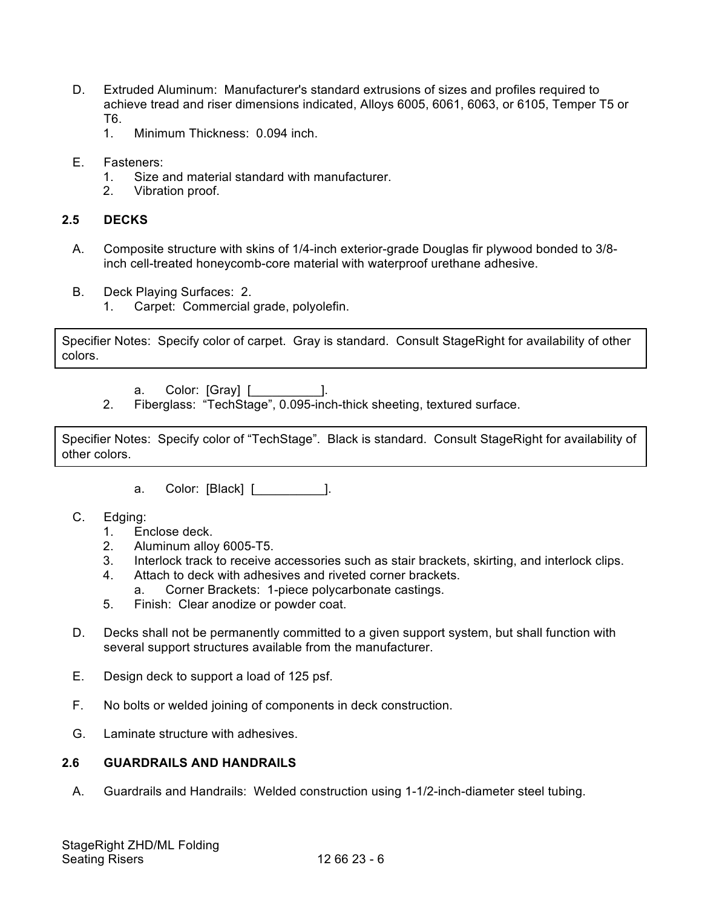D. Extruded Aluminum: Manufacturer's standard extrusions of sizes and profiles required to achieve tread and riser dimensions indicated, Alloys 6005, 6061, 6063, or 6105, Temper T5 or T6.
   1. Minimum Thickness: 0.094 inch.

E. Fasteners:
   1. Size and material standard with manufacturer.
   2. Vibration proof.

### 2.5 DECKS

A. Composite structure with skins of 1/4-inch exterior-grade Douglas fir plywood bonded to 3/8-inch cell-treated honeycomb-core material with waterproof urethane adhesive.

B. Deck Playing Surfaces: 2.
   1. Carpet: Commercial grade, polyolefin.

> Specifier Notes: Specify color of carpet. Gray is standard. Consult StageRight for availability of other colors.

      a. Color: [Gray] [__________].

   2. Fiberglass: "TechStage", 0.095-inch-thick sheeting, textured surface.

> Specifier Notes: Specify color of "TechStage". Black is standard. Consult StageRight for availability of other colors.

      a. Color: [Black] [__________].

C. Edging:
   1. Enclose deck.
   2. Aluminum alloy 6005-T5.
   3. Interlock track to receive accessories such as stair brackets, skirting, and interlock clips.
   4. Attach to deck with adhesives and riveted corner brackets.
      a. Corner Brackets: 1-piece polycarbonate castings.
   5. Finish: Clear anodize or powder coat.

D. Decks shall not be permanently committed to a given support system, but shall function with several support structures available from the manufacturer.

E. Design deck to support a load of 125 psf.

F. No bolts or welded joining of components in deck construction.

G. Laminate structure with adhesives.

### 2.6 GUARDRAILS AND HANDRAILS

A. Guardrails and Handrails: Welded construction using 1-1/2-inch-diameter steel tubing.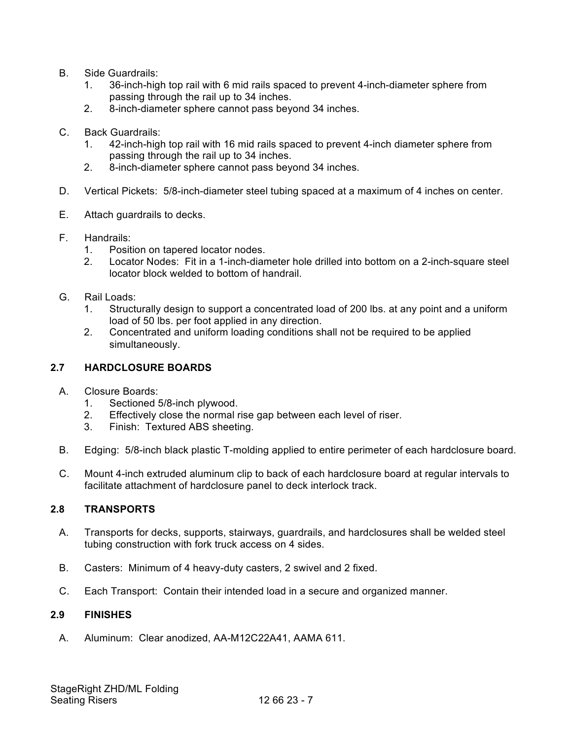B. Side Guardrails:
   1. 36-inch-high top rail with 6 mid rails spaced to prevent 4-inch-diameter sphere from passing through the rail up to 34 inches.
   2. 8-inch-diameter sphere cannot pass beyond 34 inches.

C. Back Guardrails:
   1. 42-inch-high top rail with 16 mid rails spaced to prevent 4-inch diameter sphere from passing through the rail up to 34 inches.
   2. 8-inch-diameter sphere cannot pass beyond 34 inches.

D. Vertical Pickets: 5/8-inch-diameter steel tubing spaced at a maximum of 4 inches on center.

E. Attach guardrails to decks.

F. Handrails:
   1. Position on tapered locator nodes.
   2. Locator Nodes: Fit in a 1-inch-diameter hole drilled into bottom on a 2-inch-square steel locator block welded to bottom of handrail.

G. Rail Loads:
   1. Structurally design to support a concentrated load of 200 lbs. at any point and a uniform load of 50 lbs. per foot applied in any direction.
   2. Concentrated and uniform loading conditions shall not be required to be applied simultaneously.

## 2.7 HARDCLOSURE BOARDS

A. Closure Boards:
   1. Sectioned 5/8-inch plywood.
   2. Effectively close the normal rise gap between each level of riser.
   3. Finish: Textured ABS sheeting.

B. Edging: 5/8-inch black plastic T-molding applied to entire perimeter of each hardclosure board.

C. Mount 4-inch extruded aluminum clip to back of each hardclosure board at regular intervals to facilitate attachment of hardclosure panel to deck interlock track.

## 2.8 TRANSPORTS

A. Transports for decks, supports, stairways, guardrails, and hardclosures shall be welded steel tubing construction with fork truck access on 4 sides.

B. Casters: Minimum of 4 heavy-duty casters, 2 swivel and 2 fixed.

C. Each Transport: Contain their intended load in a secure and organized manner.

## 2.9 FINISHES

A. Aluminum: Clear anodized, AA-M12C22A41, AAMA 611.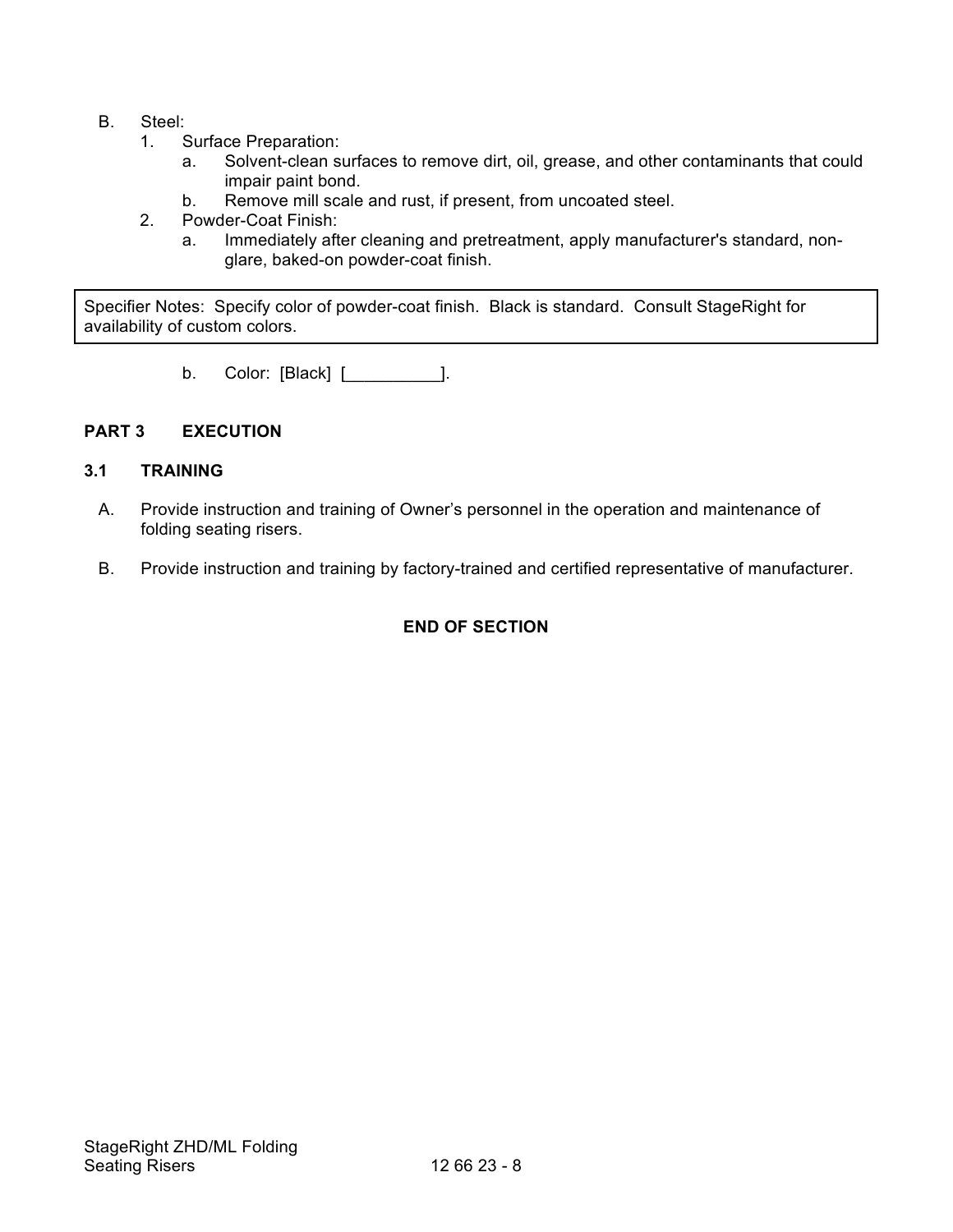B. Steel:
   1. Surface Preparation:
      a. Solvent-clean surfaces to remove dirt, oil, grease, and other contaminants that could impair paint bond.
      b. Remove mill scale and rust, if present, from uncoated steel.
   2. Powder-Coat Finish:
      a. Immediately after cleaning and pretreatment, apply manufacturer's standard, non-glare, baked-on powder-coat finish.

> Specifier Notes: Specify color of powder-coat finish. Black is standard. Consult StageRight for availability of custom colors.

      b. Color: [Black] [__________].

## PART 3 EXECUTION

### 3.1 TRAINING

A. Provide instruction and training of Owner's personnel in the operation and maintenance of folding seating risers.

B. Provide instruction and training by factory-trained and certified representative of manufacturer.

**END OF SECTION**